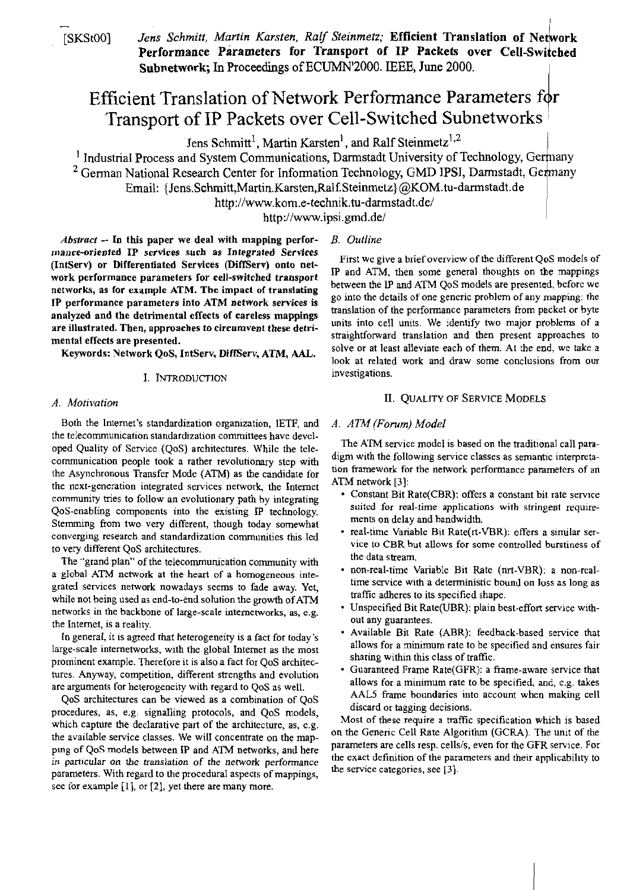[SKSt00] *Jens Schmitt, Martin Karsten, Ralf Steinmetz;* **Efficient Translation of Network Performance Parameters for Transport of IP Packets over Cell-Switched Subnetwork;** In Proceedings of ECUMN'2000. IEEE, June 2000.

# Efficient Translation of Network Performance Parameters for Transport of IP Packets over Cell-Switched Subnetworks

Jens Schmitt[1], Martin Karsten[1], and Ralf Steinmetz[1,2]

[1] Industrial Process and System Communications, Darmstadt University of Technology, Germany
[2] German National Research Center for Information Technology, GMD IPSI, Darmstadt, Germany
Email: {Jens.Schmitt,Martin.Karsten,Ralf.Steinmetz}@KOM.tu-darmstadt.de
http://www.kom.e-technik.tu-darmstadt.de/
http://www.ipsi.gmd.de/

***Abstract* -- In this paper we deal with mapping performance-oriented IP services such as Integrated Services (IntServ) or Differentiated Services (DiffServ) onto network performance parameters for cell-switched transport networks, as for example ATM. The impact of translating IP performance parameters into ATM network services is analyzed and the detrimental effects of careless mappings are illustrated. Then, approaches to circumvent these detrimental effects are presented.**

**Keywords: Network QoS, IntServ, DiffServ, ATM, AAL.**

## I. Introduction

### *A. Motivation*

Both the Internet's standardization organization, IETF, and the telecommunication standardization committees have developed Quality of Service (QoS) architectures. While the telecommunication people took a rather revolutionary step with the Asynchronous Transfer Mode (ATM) as the candidate for the next-generation integrated services network, the Internet community tries to follow an evolutionary path by integrating QoS-enabling components into the existing IP technology. Stemming from two very different, though today somewhat converging research and standardization communities this led to very different QoS architectures.

The "grand plan" of the telecommunication community with a global ATM network at the heart of a homogeneous integrated services network nowadays seems to fade away. Yet, while not being used as end-to-end solution the growth of ATM networks in the backbone of large-scale internetworks, as, e.g. the Internet, is a reality.

In general, it is agreed that heterogeneity is a fact for today's large-scale internetworks, with the global Internet as the most prominent example. Therefore it is also a fact for QoS architectures. Anyway, competition, different strengths and evolution are arguments for heterogeneity with regard to QoS as well.

QoS architectures can be viewed as a combination of QoS procedures, as, e.g. signalling protocols, and QoS models, which capture the declarative part of the architecture, as, e.g. the available service classes. We will concentrate on the mapping of QoS models between IP and ATM networks, and here *in particular on the translation of the network performance* parameters. With regard to the procedural aspects of mappings, see for example [1], or [2], yet there are many more.

### *B. Outline*

First we give a brief overview of the different QoS models of IP and ATM, then some general thoughts on the mappings between the IP and ATM QoS models are presented, before we go into the details of one generic problem of any mapping: the translation of the performance parameters from packet or byte units into cell units. We identify two major problems of a straightforward translation and then present approaches to solve or at least alleviate each of them. At the end, we take a look at related work and draw some conclusions from our investigations.

## II. Quality of Service Models

### *A. ATM (Forum) Model*

The ATM service model is based on the traditional call paradigm with the following service classes as semantic interpretation framework for the network performance parameters of an ATM network [3]:

- Constant Bit Rate(CBR): offers a constant bit rate service suited for real-time applications with stringent requirements on delay and bandwidth.
- real-time Variable Bit Rate(rt-VBR): offers a similar service to CBR but allows for some controlled burstiness of the data stream.
- non-real-time Variable Bit Rate (nrt-VBR): a non-real-time service with a deterministic bound on loss as long as traffic adheres to its specified shape.
- Unspecified Bit Rate(UBR): plain best-effort service without any guarantees.
- Available Bit Rate (ABR): feedback-based service that allows for a minimum rate to be specified and ensures fair sharing within this class of traffic.
- Guaranteed Frame Rate(GFR): a frame-aware service that allows for a minimum rate to be specified, and, e.g. takes AAL5 frame boundaries into account when making cell discard or tagging decisions.

Most of these require a traffic specification which is based on the Generic Cell Rate Algorithm (GCRA). The unit of the parameters are cells resp. cells/s, even for the GFR service. For the exact definition of the parameters and their applicability to the service categories, see [3].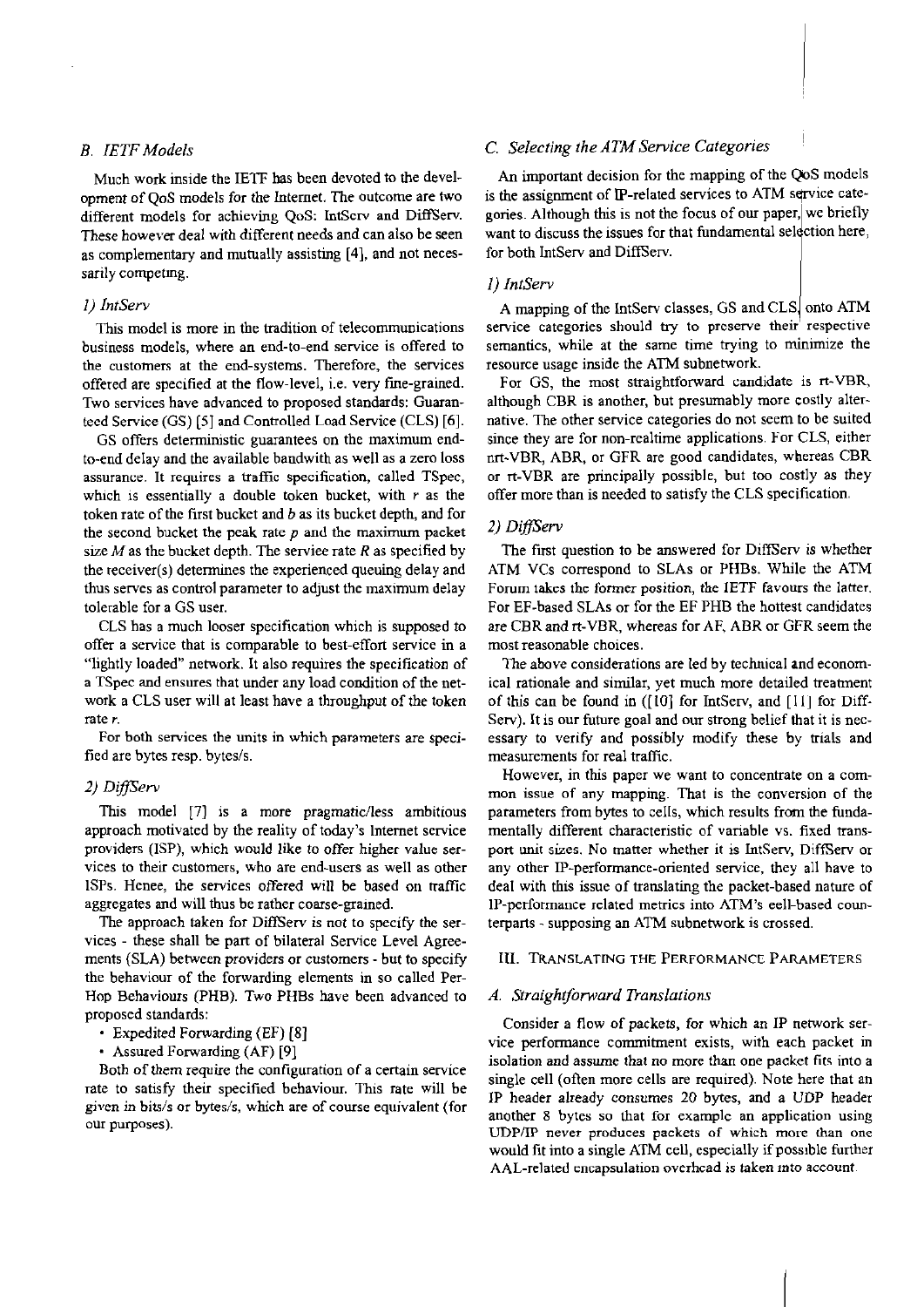### B. IETF Models

Much work inside the IETF has been devoted to the development of QoS models for the Internet. The outcome are two different models for achieving QoS: IntServ and DiffServ. These however deal with different needs and can also be seen as complementary and mutually assisting [4], and not necessarily competing.

#### 1) IntServ

This model is more in the tradition of telecommunications business models, where an end-to-end service is offered to the customers at the end-systems. Therefore, the services offered are specified at the flow-level, i.e. very fine-grained. Two services have advanced to proposed standards: Guaranteed Service (GS) [5] and Controlled Load Service (CLS) [6].

GS offers deterministic guarantees on the maximum end-to-end delay and the available bandwith as well as a zero loss assurance. It requires a traffic specification, called TSpec, which is essentially a double token bucket, with $r$ as the token rate of the first bucket and $b$ as its bucket depth, and for the second bucket the peak rate $p$ and the maximum packet size $M$ as the bucket depth. The service rate $R$ as specified by the receiver(s) determines the experienced queuing delay and thus serves as control parameter to adjust the maximum delay tolerable for a GS user.

CLS has a much looser specification which is supposed to offer a service that is comparable to best-effort service in a "lightly loaded" network. It also requires the specification of a TSpec and ensures that under any load condition of the network a CLS user will at least have a throughput of the token rate $r$.

For both services the units in which parameters are specified are bytes resp. bytes/s.

#### 2) DiffServ

This model [7] is a more pragmatic/less ambitious approach motivated by the reality of today's Internet service providers (ISP), which would like to offer higher value services to their customers, who are end-users as well as other ISPs. Hence, the services offered will be based on traffic aggregates and will thus be rather coarse-grained.

The approach taken for DiffServ is not to specify the services - these shall be part of bilateral Service Level Agreements (SLA) between providers or customers - but to specify the behaviour of the forwarding elements in so called Per-Hop Behaviours (PHB). Two PHBs have been advanced to proposed standards:

- Expedited Forwarding (EF) [8]
- Assured Forwarding (AF) [9]

Both of them require the configuration of a certain service rate to satisfy their specified behaviour. This rate will be given in bits/s or bytes/s, which are of course equivalent (for our purposes).

### C. Selecting the ATM Service Categories

An important decision for the mapping of the QoS models is the assignment of IP-related services to ATM service categories. Although this is not the focus of our paper, we briefly want to discuss the issues for that fundamental selection here, for both IntServ and DiffServ.

#### 1) IntServ

A mapping of the IntServ classes, GS and CLS, onto ATM service categories should try to preserve their respective semantics, while at the same time trying to minimize the resource usage inside the ATM subnetwork.

For GS, the most straightforward candidate is rt-VBR, although CBR is another, but presumably more costly alternative. The other service categories do not seem to be suited since they are for non-realtime applications. For CLS, either nrt-VBR, ABR, or GFR are good candidates, whereas CBR or rt-VBR are principally possible, but too costly as they offer more than is needed to satisfy the CLS specification.

#### 2) DiffServ

The first question to be answered for DiffServ is whether ATM VCs correspond to SLAs or PHBs. While the ATM Forum takes the former position, the IETF favours the latter. For EF-based SLAs or for the EF PHB the hottest candidates are CBR and rt-VBR, whereas for AF, ABR or GFR seem the most reasonable choices.

The above considerations are led by technical and economical rationale and similar, yet much more detailed treatment of this can be found in ([10] for IntServ, and [11] for DiffServ). It is our future goal and our strong belief that it is necessary to verify and possibly modify these by trials and measurements for real traffic.

However, in this paper we want to concentrate on a common issue of any mapping. That is the conversion of the parameters from bytes to cells, which results from the fundamentally different characteristic of variable vs. fixed transport unit sizes. No matter whether it is IntServ, DiffServ or any other IP-performance-oriented service, they all have to deal with this issue of translating the packet-based nature of IP-performance related metrics into ATM's cell-based counterparts - supposing an ATM subnetwork is crossed.

## III. Translating the Performance Parameters

### A. Straightforward Translations

Consider a flow of packets, for which an IP network service performance commitment exists, with each packet in isolation and assume that no more than one packet fits into a single cell (often more cells are required). Note here that an IP header already consumes 20 bytes, and a UDP header another 8 bytes so that for example an application using UDP/IP never produces packets of which more than one would fit into a single ATM cell, especially if possible further AAL-related encapsulation overhead is taken into account.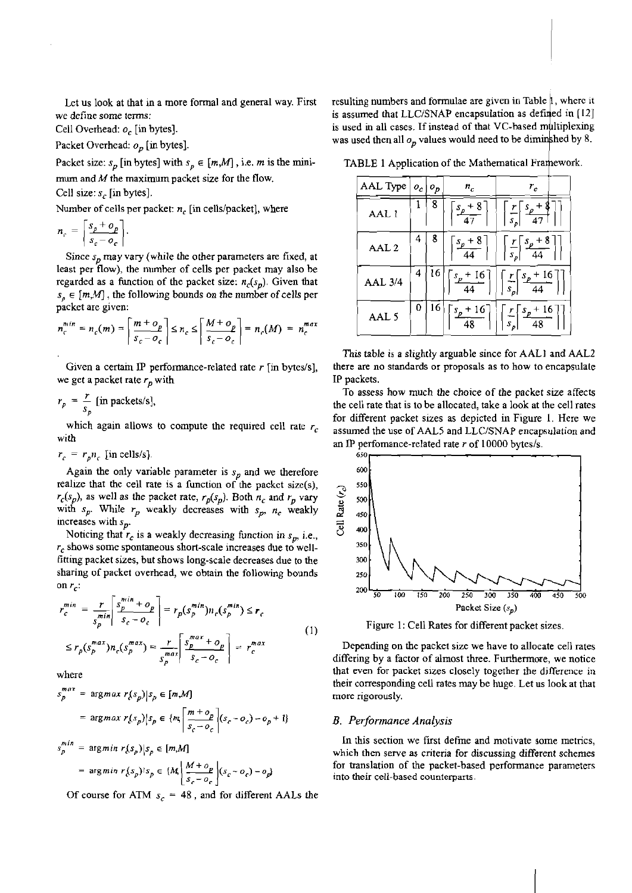Let us look at that in a more formal and general way. First we define some terms:

Cell Overhead: $o_c$ [in bytes].

Packet Overhead: $o_p$ [in bytes].

Packet size: $s_p$ [in bytes] with $s_p \in [m,M]$, i.e. $m$ is the minimum and $M$ the maximum packet size for the flow.

Cell size: $s_c$ [in bytes].

Number of cells per packet: $n_c$ [in cells/packet], where

$$n_c = \left\lceil \frac{s_p + o_p}{s_c - o_c} \right\rceil.$$

Since $s_p$ may vary (while the other parameters are fixed, at least per flow), the number of cells per packet may also be regarded as a function of the packet size: $n_c(s_p)$. Given that $s_p \in [m,M]$, the following bounds on the number of cells per packet are given:

$$n_c^{min} = n_c(m) = \left\lceil \frac{m + o_p}{s_c - o_c} \right\rceil \le n_c \le \left\lceil \frac{M + o_p}{s_c - o_c} \right\rceil = n_c(M) = n_c^{max}$$

Given a certain IP performance-related rate $r$ [in bytes/s], we get a packet rate $r_p$ with

$$r_p = \frac{r}{s_p} \text{ [in packets/s]},$$

which again allows to compute the required cell rate $r_c$ with

$$r_c = r_p n_c \text{ [in cells/s]}.$$

Again the only variable parameter is $s_p$ and we therefore realize that the cell rate is a function of the packet size(s), $r_c(s_p)$, as well as the packet rate, $r_p(s_p)$. Both $n_c$ and $r_p$ vary with $s_p$. While $r_p$ weakly decreases with $s_p$, $n_c$ weakly increases with $s_p$.

Noticing that $r_c$ is a weakly decreasing function in $s_p$, i.e., $r_c$ shows some spontaneous short-scale increases due to well-fitting packet sizes, but shows long-scale decreases due to the sharing of packet overhead, we obtain the following bounds on $r_c$:

$$\begin{aligned} r_c^{min} &= \frac{r}{s_p^{min}} \left\lceil \frac{s_p^{min} + o_p}{s_c - o_c} \right\rceil = r_p(s_p^{min}) n_c(s_p^{min}) \le r_c \\ &\le r_p(s_p^{max}) n_c(s_p^{max}) = \frac{r}{s_p^{max}} \left\lceil \frac{s_p^{max} + o_p}{s_c - o_c} \right\rceil = r_c^{max} \end{aligned} \quad (1)$$

where

$$\begin{aligned} s_p^{max} &= \operatorname{argmax} r(s_p) | s_p \in [m,M] \\ &= \operatorname{argmax} r(s_p) | s_p \in \left\{ m, \left\lceil \frac{m + o_p}{s_c - o_c} \right\rceil (s_c - o_c) - o_p + 1 \right\} \end{aligned}$$

$$\begin{aligned} s_p^{min} &= \operatorname{argmin} r(s_p) | s_p \in [m,M] \\ &= \operatorname{argmin} r(s_p) | s_p \in \left\{ M, \left\lfloor \frac{M + o_p}{s_c - o_c} \right\rfloor (s_c - o_c) - o_p \right\} \end{aligned}$$

Of course for ATM $s_c = 48$, and for different AALs the resulting numbers and formulae are given in Table 1, where it is assumed that LLC/SNAP encapsulation as defined in [12] is used in all cases. If instead of that VC-based multiplexing was used then all $o_p$ values would need to be diminished by 8.

TABLE 1 Application of the Mathematical Framework.

| AAL Type | $o_c$ | $o_p$ | $n_c$ | $r_c$ |
|---|---|---|---|---|
| AAL 1 | 1 | 8 | $\left\lceil \frac{s_p + 8}{47} \right\rceil$ | $\left\lceil \frac{r}{s_p} \left\lceil \frac{s_p + 8}{47} \right\rceil \right\rceil$ |
| AAL 2 | 4 | 8 | $\left\lceil \frac{s_p + 8}{44} \right\rceil$ | $\left\lceil \frac{r}{s_p} \left\lceil \frac{s_p + 8}{44} \right\rceil \right\rceil$ |
| AAL 3/4 | 4 | 16 | $\left\lceil \frac{s_p + 16}{44} \right\rceil$ | $\left\lceil \frac{r}{s_p} \left\lceil \frac{s_p + 16}{44} \right\rceil \right\rceil$ |
| AAL 5 | 0 | 16 | $\left\lceil \frac{s_p + 16}{48} \right\rceil$ | $\left\lceil \frac{r}{s_p} \left\lceil \frac{s_p + 16}{48} \right\rceil \right\rceil$ |

This table is a slightly arguable since for AAL1 and AAL2 there are no standards or proposals as to how to encapsulate IP packets.

To assess how much the choice of the packet size affects the cell rate that is to be allocated, take a look at the cell rates for different packet sizes as depicted in Figure 1. Here we assumed the use of AAL5 and LLC/SNAP encapsulation and an IP perfomance-related rate $r$ of 10000 bytes/s.

Figure 1: Cell Rates for different packet sizes.

Depending on the packet size we have to allocate cell rates differing by a factor of almost three. Furthermore, we notice that even for packet sizes closely together the difference in their corresponding cell rates may be huge. Let us look at that more rigorously.

### B. Performance Analysis

In this section we first define and motivate some metrics, which then serve as criteria for discussing different schemes for translation of the packet-based performance parameters into their cell-based counterparts.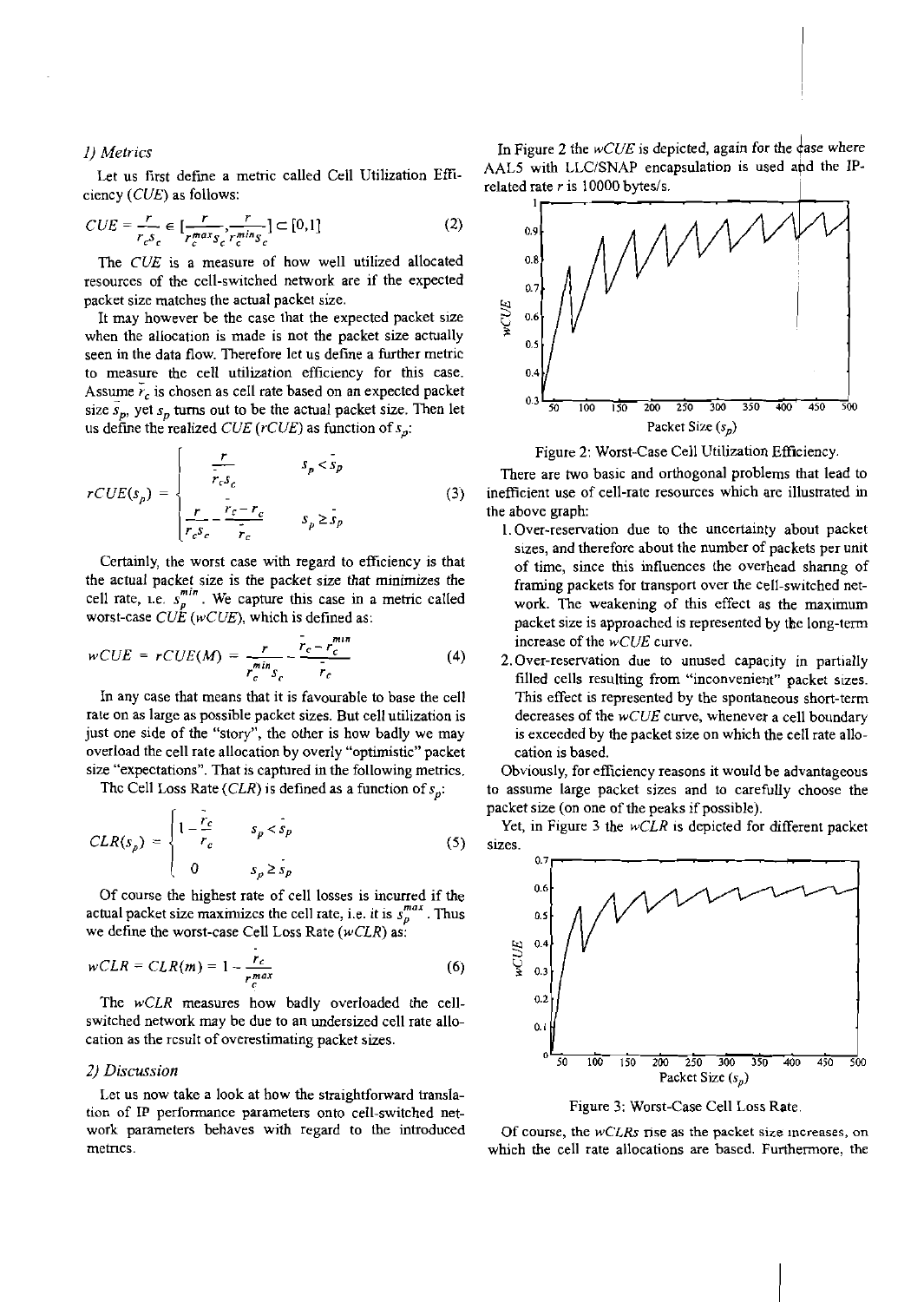### 1) Metrics

Let us first define a metric called Cell Utilization Efficiency (*CUE*) as follows:

$$CUE = \frac{r}{r_c s_c} \in \left[\frac{r}{r_c^{max} s_c}, \frac{r}{r_c^{min} s_c}\right] \subset [0,1] \qquad (2)$$

The *CUE* is a measure of how well utilized allocated resources of the cell-switched network are if the expected packet size matches the actual packet size.

It may however be the case that the expected packet size when the allocation is made is not the packet size actually seen in the data flow. Therefore let us define a further metric to measure the cell utilization efficiency for this case. Assume $\bar{r}_c$ is chosen as cell rate based on an expected packet size $\bar{s}_p$, yet $s_p$ turns out to be the actual packet size. Then let us define the realized *CUE* (*rCUE*) as function of $s_p$:

$$rCUE(s_p) = \begin{cases} \dfrac{r}{\bar{r}_c s_c} & s_p < \bar{s}_p \\ \dfrac{r}{r_c s_c} - \dfrac{\bar{r}_c - r_c}{\bar{r}_c} & s_p \geq \bar{s}_p \end{cases} \qquad (3)$$

Certainly, the worst case with regard to efficiency is that the actual packet size is the packet size that minimizes the cell rate, i.e. $s_p^{min}$. We capture this case in a metric called worst-case *CUE* (*wCUE*), which is defined as:

$$wCUE = rCUE(M) = \frac{r}{r_c^{min} s_c} - \frac{\bar{r}_c - r_c^{min}}{\bar{r}_c} \qquad (4)$$

In any case that means that it is favourable to base the cell rate on as large as possible packet sizes. But cell utilization is just one side of the "story", the other is how badly we may overload the cell rate allocation by overly "optimistic" packet size "expectations". That is captured in the following metrics.

The Cell Loss Rate (*CLR*) is defined as a function of $s_p$:

$$CLR(s_p) = \begin{cases} 1 - \dfrac{\bar{r}_c}{r_c} & s_p < \bar{s}_p \\ 0 & s_p \geq \bar{s}_p \end{cases} \qquad (5)$$

Of course the highest rate of cell losses is incurred if the actual packet size maximizes the cell rate, i.e. it is $s_p^{max}$. Thus we define the worst-case Cell Loss Rate (*wCLR*) as:

$$wCLR = CLR(m) = 1 - \frac{\bar{r}_c}{r_c^{max}} \qquad (6)$$

The *wCLR* measures how badly overloaded the cell-switched network may be due to an undersized cell rate allocation as the result of overestimating packet sizes.

### 2) Discussion

Let us now take a look at how the straightforward translation of IP performance parameters onto cell-switched network parameters behaves with regard to the introduced metrics.

In Figure 2 the *wCUE* is depicted, again for the case where AAL5 with LLC/SNAP encapsulation is used and the IP-related rate $r$ is 10000 bytes/s.

Figure 2: Worst-Case Cell Utilization Efficiency.

There are two basic and orthogonal problems that lead to inefficient use of cell-rate resources which are illustrated in the above graph:

1. Over-reservation due to the uncertainty about packet sizes, and therefore about the number of packets per unit of time, since this influences the overhead sharing of framing packets for transport over the cell-switched network. The weakening of this effect as the maximum packet size is approached is represented by the long-term increase of the *wCUE* curve.
2. Over-reservation due to unused capacity in partially filled cells resulting from "inconvenient" packet sizes. This effect is represented by the spontaneous short-term decreases of the *wCUE* curve, whenever a cell boundary is exceeded by the packet size on which the cell rate allocation is based.

Obviously, for efficiency reasons it would be advantageous to assume large packet sizes and to carefully choose the packet size (on one of the peaks if possible).

Yet, in Figure 3 the *wCLR* is depicted for different packet sizes.

Figure 3: Worst-Case Cell Loss Rate.

Of course, the *wCLRs* rise as the packet size increases, on which the cell rate allocations are based. Furthermore, the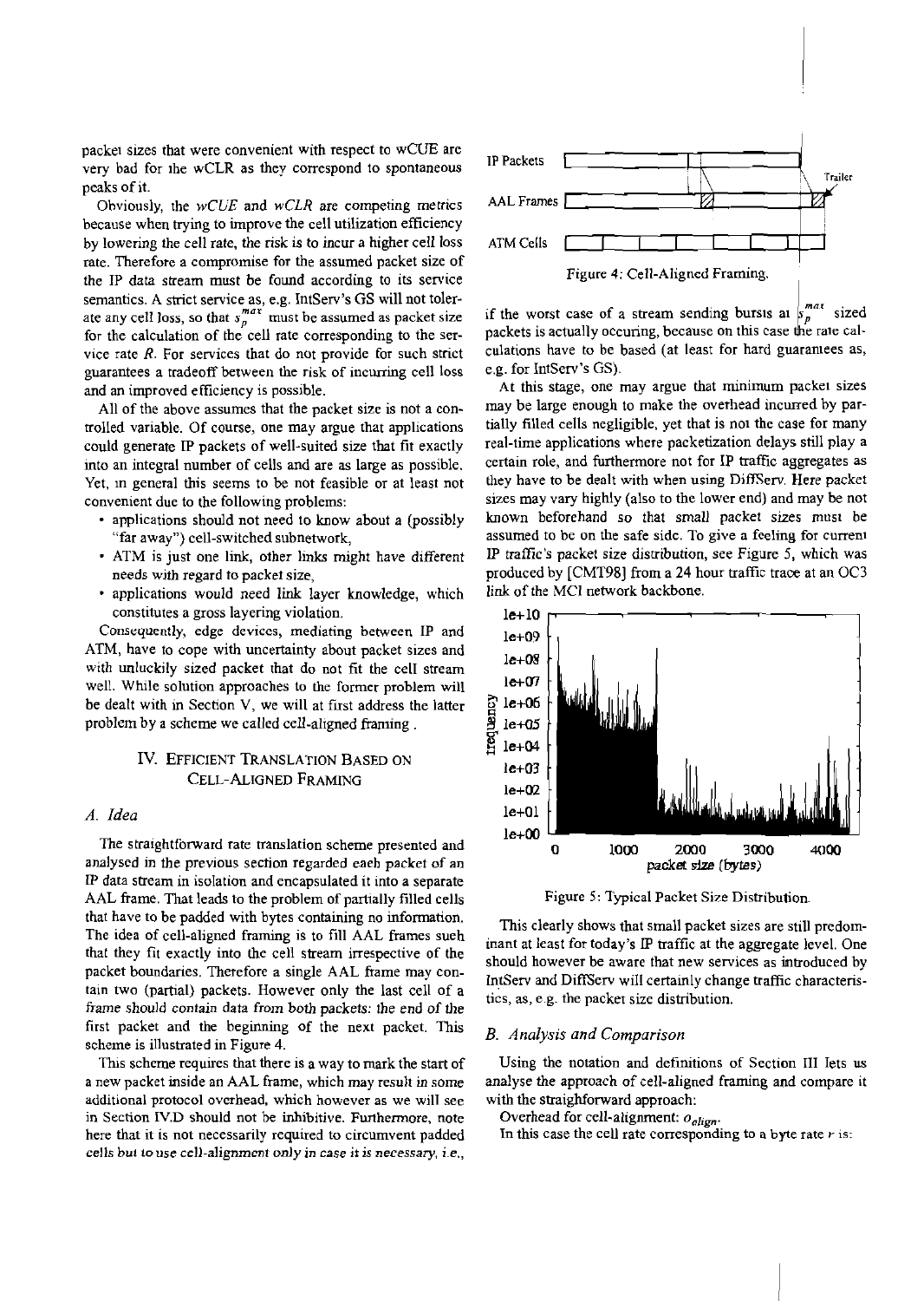packet sizes that were convenient with respect to wCUE are very bad for the wCLR as they correspond to spontaneous peaks of it.

Obviously, the *wCUE* and *wCLR* are competing metrics because when trying to improve the cell utilization efficiency by lowering the cell rate, the risk is to incur a higher cell loss rate. Therefore a compromise for the assumed packet size of the IP data stream must be found according to its service semantics. A strict service as, e.g. IntServ's GS will not tolerate any cell loss, so that $s_p^{max}$ must be assumed as packet size for the calculation of the cell rate corresponding to the service rate $R$. For services that do not provide for such strict guarantees a tradeoff between the risk of incurring cell loss and an improved efficiency is possible.

All of the above assumes that the packet size is not a controlled variable. Of course, one may argue that applications could generate IP packets of well-suited size that fit exactly into an integral number of cells and are as large as possible. Yet, in general this seems to be not feasible or at least not convenient due to the following problems:

- applications should not need to know about a (possibly "far away") cell-switched subnetwork,
- ATM is just one link, other links might have different needs with regard to packet size,
- applications would need link layer knowledge, which constitutes a gross layering violation.

Consequently, edge devices, mediating between IP and ATM, have to cope with uncertainty about packet sizes and with unluckily sized packet that do not fit the cell stream well. While solution approaches to the former problem will be dealt with in Section V, we will at first address the latter problem by a scheme we called cell-aligned framing.

## IV. Efficient Translation Based on Cell-Aligned Framing

### A. Idea

The straightforward rate translation scheme presented and analysed in the previous section regarded each packet of an IP data stream in isolation and encapsulated it into a separate AAL frame. That leads to the problem of partially filled cells that have to be padded with bytes containing no information. The idea of cell-aligned framing is to fill AAL frames such that they fit exactly into the cell stream irrespective of the packet boundaries. Therefore a single AAL frame may contain two (partial) packets. However only the last cell of a frame should contain data from both packets: the end of the first packet and the beginning of the next packet. This scheme is illustrated in Figure 4.

This scheme requires that there is a way to mark the start of a new packet inside an AAL frame, which may result in some additional protocol overhead, which however as we will see in Section IV.D should not be inhibitive. Furthermore, note here that it is not necessarily required to circumvent padded cells but to use cell-alignment only in case it is necessary, i.e., if the worst case of a stream sending bursts at $s_p^{max}$ sized packets is actually occuring, because on this case the rate calculations have to be based (at least for hard guarantees as, e.g. for IntServ's GS).

Figure 4: Cell-Aligned Framing.

At this stage, one may argue that minimum packet sizes may be large enough to make the overhead incurred by partially filled cells negligible, yet that is not the case for many real-time applications where packetization delays still play a certain role, and furthermore not for IP traffic aggregates as they have to be dealt with when using DiffServ. Here packet sizes may vary highly (also to the lower end) and may be not known beforehand so that small packet sizes must be assumed to be on the safe side. To give a feeling for current IP traffic's packet size distribution, see Figure 5, which was produced by [CMT98] from a 24 hour traffic trace at an OC3 link of the MCI network backbone.

Figure 5: Typical Packet Size Distribution.

This clearly shows that small packet sizes are still predominant at least for today's IP traffic at the aggregate level. One should however be aware that new services as introduced by IntServ and DiffServ will certainly change traffic characteristics, as, e.g. the packet size distribution.

### B. Analysis and Comparison

Using the notation and definitions of Section III lets us analyse the approach of cell-aligned framing and compare it with the straightforward approach:

Overhead for cell-alignment: $o_{align}$.

In this case the cell rate corresponding to a byte rate $r$ is: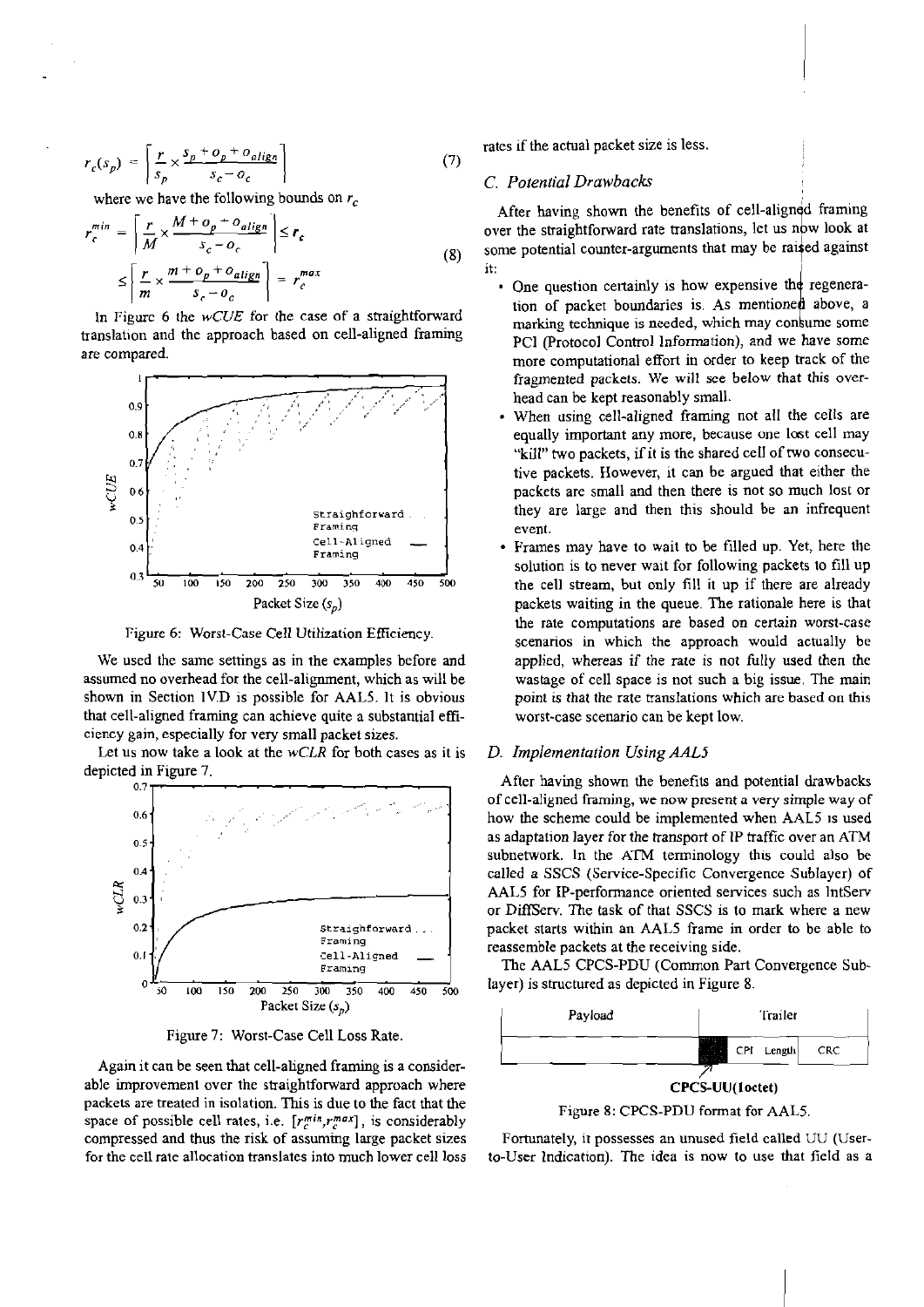$$r_c(s_p) = \left\lceil \frac{r}{s_p} \times \frac{s_p + o_p + o_{align}}{s_c - o_c} \right\rceil \tag{7}$$

where we have the following bounds on $r_c$

$$r_c^{min} = \left\lceil \frac{r}{M} \times \frac{M + o_p + o_{align}}{s_c - o_c} \right\rceil \le r_c$$
$$\le \left\lceil \frac{r}{m} \times \frac{m + o_p + o_{align}}{s_c - o_c} \right\rceil = r_c^{max} \tag{8}$$

In Figure 6 the *wCUE* for the case of a straightforward translation and the approach based on cell-aligned framing are compared.

wCUE

Packet Size ($s_p$)

Straightforward Framing

Cell-Aligned Framing

Figure 6: Worst-Case Cell Utilization Efficiency.

We used the same settings as in the examples before and assumed no overhead for the cell-alignment, which as will be shown in Section IV.D is possible for AAL5. It is obvious that cell-aligned framing can achieve quite a substantial efficiency gain, especially for very small packet sizes.

Let us now take a look at the *wCLR* for both cases as it is depicted in Figure 7.

wCLR

Packet Size ($s_p$)

Straightforward Framing

Cell-Aligned Framing

Figure 7: Worst-Case Cell Loss Rate.

Again it can be seen that cell-aligned framing is a considerable improvement over the straightforward approach where packets are treated in isolation. This is due to the fact that the space of possible cell rates, i.e. $[r_c^{min}, r_c^{max}]$, is considerably compressed and thus the risk of assuming large packet sizes for the cell rate allocation translates into much lower cell loss rates if the actual packet size is less.

### C. Potential Drawbacks

After having shown the benefits of cell-aligned framing over the straightforward rate translations, let us now look at some potential counter-arguments that may be raised against it:

- One question certainly is how expensive the regeneration of packet boundaries is. As mentioned above, a marking technique is needed, which may consume some PCI (Protocol Control Information), and we have some more computational effort in order to keep track of the fragmented packets. We will see below that this overhead can be kept reasonably small.
- When using cell-aligned framing not all the cells are equally important any more, because one lost cell may "kill" two packets, if it is the shared cell of two consecutive packets. However, it can be argued that either the packets are small and then there is not so much lost or they are large and then this should be an infrequent event.
- Frames may have to wait to be filled up. Yet, here the solution is to never wait for following packets to fill up the cell stream, but only fill it up if there are already packets waiting in the queue. The rationale here is that the rate computations are based on certain worst-case scenarios in which the approach would actually be applied, whereas if the rate is not fully used then the wastage of cell space is not such a big issue. The main point is that the rate translations which are based on this worst-case scenario can be kept low.

### D. Implementation Using AAL5

After having shown the benefits and potential drawbacks of cell-aligned framing, we now present a very simple way of how the scheme could be implemented when AAL5 is used as adaptation layer for the transport of IP traffic over an ATM subnetwork. In the ATM terminology this could also be called a SSCS (Service-Specific Convergence Sublayer) of AAL5 for IP-performance oriented services such as IntServ or DiffServ. The task of that SSCS is to mark where a new packet starts within an AAL5 frame in order to be able to reassemble packets at the receiving side.

The AAL5 CPCS-PDU (Common Part Convergence Sublayer) is structured as depicted in Figure 8.

Payload | Trailer

CPI Length CRC

**CPCS-UU(1octet)**

Figure 8: CPCS-PDU format for AAL5.

Fortunately, it possesses an unused field called UU (User-to-User Indication). The idea is now to use that field as a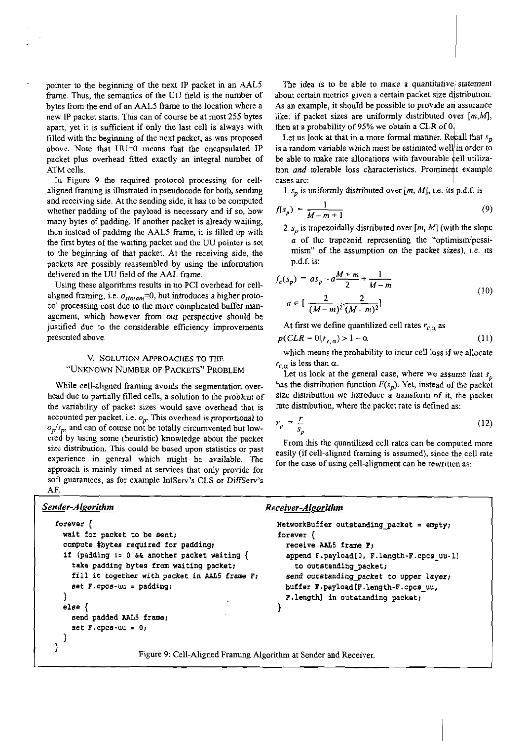pointer to the beginning of the next IP packet in an AAL5 frame. Thus, the semantics of the UU field is the number of bytes from the end of an AAL5 frame to the location where a new IP packet starts. This can of course be at most 255 bytes apart, yet it is sufficient if only the last cell is always with filled with the beginning of the next packet, as was proposed above. Note that UU=0 means that the encapsulated IP packet plus overhead fitted exactly an integral number of ATM cells.

In Figure 9 the required protocol processing for cell-aligned framing is illustrated in pseudocode for both, sending and receiving side. At the sending side, it has to be computed whether padding of the payload is necessary and if so, how many bytes of padding. If another packet is already waiting, then instead of padding the AAL5 frame, it is filled up with the first bytes of the waiting packet and the UU pointer is set to the beginning of that packet. At the receiving side, the packets are possibly reassembled by using the information delivered in the UU field of the AAL frame.

Using these algorithms results in no PCI overhead for cell-aligned framing, i.e. $o_{stream}$=0, but introduces a higher protocol processing cost due to the more complicated buffer management, which however from our perspective should be justified due to the considerable efficiency improvements presented above.

## V. Solution Approaches to the "Unknown Number of Packets" Problem

While cell-aligned framing avoids the segmentation overhead due to partially filled cells, a solution to the problem of the variability of packet sizes would save overhead that is accounted per packet, i.e. $o_p$. This overhead is proportional to $o_p/s_p$, and can of course not be totally circumvented but lowered by using some (heuristic) knowledge about the packet size distribution. This could be based upon statistics or past experience in general which might be available. The approach is mainly aimed at services that only provide for soft guarantees, as for example IntServ's CLS or DiffServ's AF.

The idea is to be able to make a *quantitative statement* about certain metrics given a certain packet size distribution. As an example, it should be possible to provide an assurance like: if packet sizes are uniformly distributed over $[m,M]$, then at a probability of 95% we obtain a CLR of 0.

Let us look at that in a more formal manner. Recall that $s_p$ is a random variable which must be estimated well in order to be able to make rate allocations with favourable cell utilization *and* tolerable loss characteristics. Prominent example cases are:

1. $s_p$ is uniformly distributed over $[m, M]$, i.e. its p.d.f. is

$$f(s_p) = \frac{1}{M-m+1} \tag{9}$$

2. $s_p$ is trapezoidally distributed over $[m, M]$ (with the slope $a$ of the trapezoid representing the "optimism/pessimism" of the assumption on the packet sizes), i.e. its p.d.f. is:

$$f_a(s_p) = as_p - a\frac{M+m}{2} + \frac{1}{M-m}$$
$$a \in [-\frac{2}{(M-m)^2}, \frac{2}{(M-m)^2}] \tag{10}$$

At first we define quantilized cell rates $r_{c,\alpha}$ as

$$p(CLR = 0 | r_{c,\alpha}) > 1 - \alpha \tag{11}$$

which means the probability to incur cell loss if we allocate $r_{c,\alpha}$ is less than $\alpha$.

Let us look at the general case, where we assume that $s_p$ has the distribution function $F(s_p)$. Yet, instead of the packet size distribution we introduce a transform of it, the packet rate distribution, where the packet rate is defined as:

$$r_p = \frac{r}{s_p} \tag{12}$$

From this the quantilized cell rates can be computed more easily (if cell-aligned framing is assumed), since the cell rate for the case of using cell-alignment can be rewritten as:

***Sender-Algorithm***

```
forever {
  wait for packet to be sent;
  compute #bytes required for padding;
  if (padding != 0 && another packet waiting {
    take padding bytes from waiting packet;
    fill it together with packet in AAL5 frame F;
    set F.cpcs-uu = padding;
  }
  else {
    send padded AAL5 frame;
    set F.cpcs-uu = 0;
  }
}
```

***Receiver-Algorithm***

```
NetworkBuffer outstanding_packet = empty;
forever {
  receive AAL5 frame F;
  append F.payload[0, F.length-F.cpcs_uu-1]
    to outstanding_packet;
  send outstanding_packet to upper layer;
  buffer F.payload[F.length-F.cpcs_uu,
  F.length] in outstanding_packet;
}
```

Figure 9: Cell-Aligned Framing Algorithm at Sender and Receiver.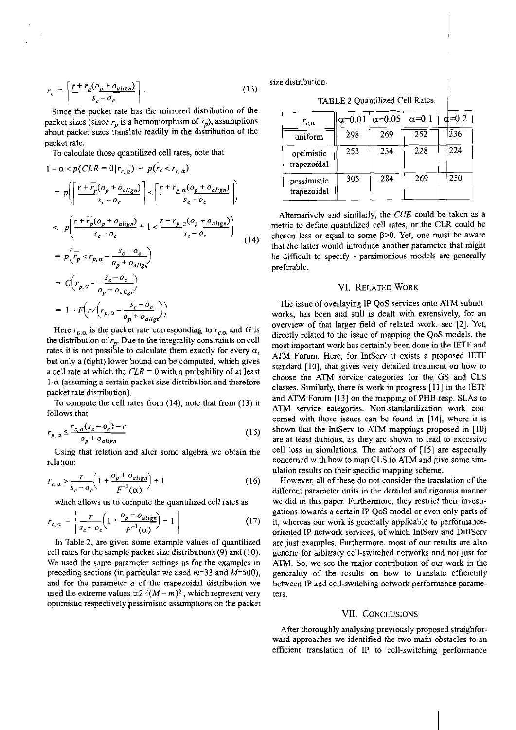$$r_c = \left\lceil \frac{r + r_p(o_p + o_{align})}{s_c - o_c} \right\rceil . \tag{13}$$

Since the packet rate has the mirrored distribution of the packet sizes (since $r_p$ is a homomorphism of $s_p$), assumptions about packet sizes translate readily in the distribution of the packet rate.

To calculate those quantilized cell rates, note that

$$\begin{aligned}
1 - \alpha < p(CLR = 0 | r_{c,\alpha}) &= p(\bar{r}_c < r_{c,\alpha}) \\
&= p\left(\left\lceil \frac{r + \bar{r}_p(o_p + o_{align})}{s_c - o_c} \right\rceil < \left\lceil \frac{r + r_{p,\alpha}(o_p + o_{align})}{s_c - o_c} \right\rceil\right) \\
&< p\left(\frac{r + \bar{r}_p(o_p + o_{align})}{s_c - o_c} + 1 < \frac{r + r_{p,\alpha}(o_p + o_{align})}{s_c - o_c}\right) \\
&= p\left(\bar{r}_p < r_{p,\alpha} - \frac{s_c - o_c}{o_p + o_{align}}\right) \\
&= G\left(r_{p,\alpha} - \frac{s_c - o_c}{o_p + o_{align}}\right) \\
&= 1 - F\left(r / \left(r_{p,\alpha} - \frac{s_c - o_c}{o_p + o_{align}}\right)\right)
\end{aligned} \tag{14}$$

Here $r_{p,\alpha}$ is the packet rate corresponding to $r_{c,\alpha}$ and $G$ is the distribution of $r_p$. Due to the integrality constraints on cell rates it is not possible to calculate them exactly for every $\alpha$, but only a (tight) lower bound can be computed, which gives a cell rate at which the $CLR = 0$ with a probability of at least $1-\alpha$ (assuming a certain packet size distribution and therefore packet rate distribution).

To compute the cell rates from (14), note that from (13) it follows that

$$r_{p,\alpha} \leq \frac{r_{c,\alpha}(s_c - o_c) - r}{o_p + o_{align}} \tag{15}$$

Using that relation and after some algebra we obtain the relation:

$$r_{c,\alpha} > \frac{r}{s_c - o_c}\left(1 + \frac{o_p + o_{align}}{F^{-1}(\alpha)}\right) + 1 \tag{16}$$

which allows us to compute the quantilized cell rates as

$$r_{c,\alpha} = \left\lceil \frac{r}{s_c - o_c}\left(1 + \frac{o_p + o_{align}}{F^{-1}(\alpha)}\right) + 1 \right\rceil \tag{17}$$

In Table 2, are given some example values of quantilized cell rates for the sample packet size distributions (9) and (10). We used the same parameter settings as for the examples in preceding sections (in particular we used $m$=33 and $M$=500), and for the parameter $a$ of the trapezoidal distribution we used the extreme values $\pm 2/(M-m)^2$, which represent very optimistic respectively pessimistic assumptions on the packet size distribution.

TABLE 2 Quantilized Cell Rates.

| $r_{c,\alpha}$ | $\alpha$=0.01 | $\alpha$=0.05 | $\alpha$=0.1 | $\alpha$=0.2 |
|---|---|---|---|---|
| uniform | 298 | 269 | 252 | 236 |
| optimistic trapezoidal | 253 | 234 | 228 | 224 |
| pessimistic trapezoidal | 305 | 284 | 269 | 250 |

Alternatively and similarly, the *CUE* could be taken as a metric to define quantilized cell rates, or the CLR could be chosen less or equal to some $\beta$>0. Yet, one must be aware that the latter would introduce another parameter that might be difficult to specify - parsimonious models are generally preferable.

## VI. Related Work

The issue of overlaying IP QoS services onto ATM subnetworks, has been and still is dealt with extensively, for an overview of that larger field of related work, see [2]. Yet, directly related to the issue of mapping the QoS models, the most important work has certainly been done in the IETF and ATM Forum. Here, for IntServ it exists a proposed IETF standard [10], that gives very detailed treatment on how to choose the ATM service categories for the GS and CLS classes. Similarly, there is work in progress [11] in the IETF and ATM Forum [13] on the mapping of PHB resp. SLAs to ATM service categories. Non-standardization work concerned with those issues can be found in [14], where it is shown that the IntServ to ATM mappings proposed in [10] are at least dubious, as they are shown to lead to excessive cell loss in simulations. The authors of [15] are especially concerned with how to map CLS to ATM and give some simulation results on their specific mapping scheme.

However, all of these do not consider the translation of the different parameter units in the detailed and rigorous manner we did in this paper. Furthermore, they restrict their investigations towards a certain IP QoS model or even only parts of it, whereas our work is generally applicable to performance-oriented IP network services, of which IntServ and DiffServ are just examples. Furthermore, most of our results are also generic for arbitrary cell-switched networks and not just for ATM. So, we see the major contribution of our work in the generality of the results on how to translate efficiently between IP and cell-switching network performance parameters.

## VII. Conclusions

After thoroughly analysing previously proposed straightforward approaches we identified the two main obstacles to an efficient translation of IP to cell-switching performance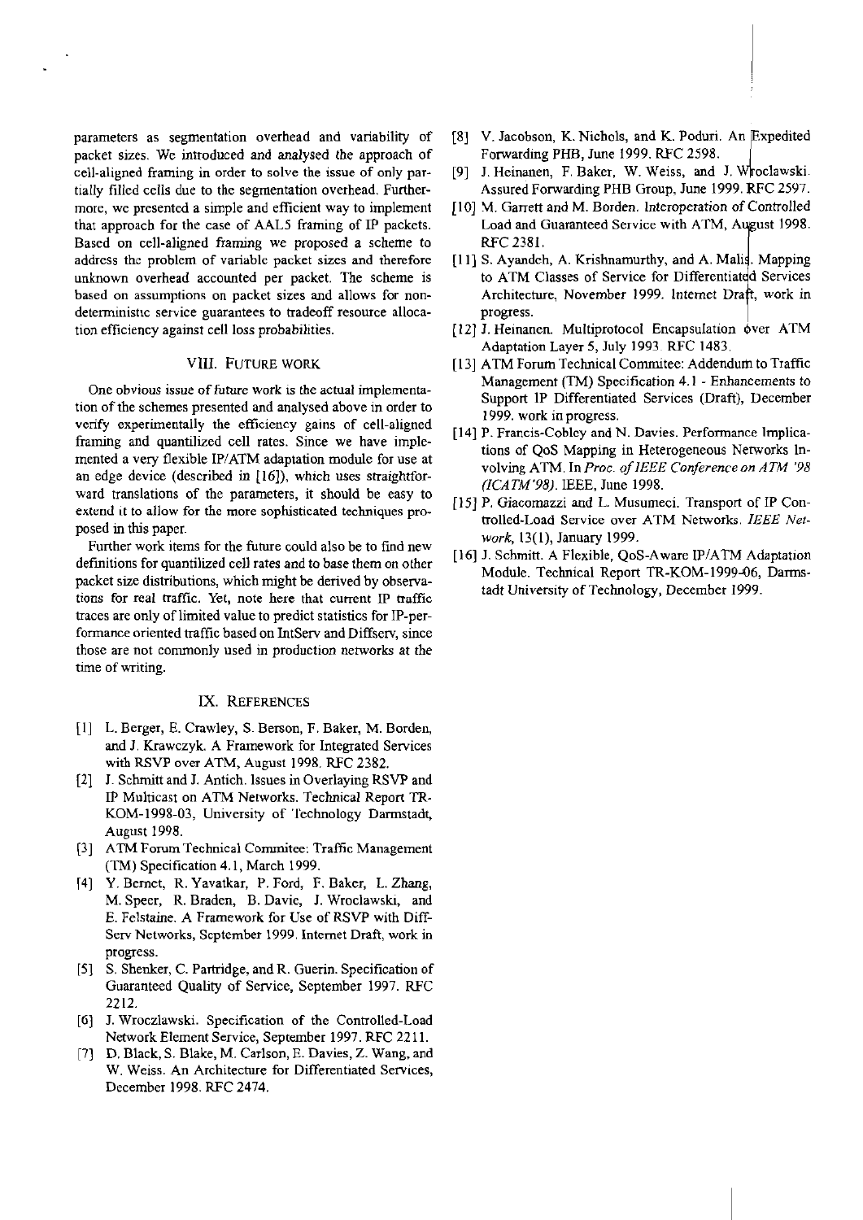parameters as segmentation overhead and variability of packet sizes. We introduced and analysed the approach of cell-aligned framing in order to solve the issue of only partially filled cells due to the segmentation overhead. Furthermore, we presented a simple and efficient way to implement that approach for the case of AAL5 framing of IP packets. Based on cell-aligned framing we proposed a scheme to address the problem of variable packet sizes and therefore unknown overhead accounted per packet. The scheme is based on assumptions on packet sizes and allows for non-deterministic service guarantees to tradeoff resource allocation efficiency against cell loss probabilities.

## VIII. Future Work

One obvious issue of future work is the actual implementation of the schemes presented and analysed above in order to verify experimentally the efficiency gains of cell-aligned framing and quantilized cell rates. Since we have implemented a very flexible IP/ATM adaptation module for use at an edge device (described in [16]), which uses straightforward translations of the parameters, it should be easy to extend it to allow for the more sophisticated techniques proposed in this paper.

Further work items for the future could also be to find new definitions for quantilized cell rates and to base them on other packet size distributions, which might be derived by observations for real traffic. Yet, note here that current IP traffic traces are only of limited value to predict statistics for IP-performance oriented traffic based on IntServ and Diffserv, since those are not commonly used in production networks at the time of writing.

## IX. References

[1] L. Berger, E. Crawley, S. Berson, F. Baker, M. Borden, and J. Krawczyk. A Framework for Integrated Services with RSVP over ATM, August 1998. RFC 2382.

[2] J. Schmitt and J. Antich. Issues in Overlaying RSVP and IP Multicast on ATM Networks. Technical Report TR-KOM-1998-03, University of Technology Darmstadt, August 1998.

[3] ATM Forum Technical Commitee: Traffic Management (TM) Specification 4.1, March 1999.

[4] Y. Bernet, R. Yavatkar, P. Ford, F. Baker, L. Zhang, M. Speer, R. Braden, B. Davie, J. Wroclawski, and E. Felstaine. A Framework for Use of RSVP with Diff-Serv Networks, September 1999. Internet Draft, work in progress.

[5] S. Shenker, C. Partridge, and R. Guerin. Specification of Guaranteed Quality of Service, September 1997. RFC 2212.

[6] J. Wroczlawski. Specification of the Controlled-Load Network Element Service, September 1997. RFC 2211.

[7] D. Black, S. Blake, M. Carlson, E. Davies, Z. Wang, and W. Weiss. An Architecture for Differentiated Services, December 1998. RFC 2474.

[8] V. Jacobson, K. Nichols, and K. Poduri. An Expedited Forwarding PHB, June 1999. RFC 2598.

[9] J. Heinanen, F. Baker, W. Weiss, and J. Wroclawski. Assured Forwarding PHB Group, June 1999. RFC 2597.

[10] M. Garrett and M. Borden. Interoperation of Controlled Load and Guaranteed Service with ATM, August 1998. RFC 2381.

[11] S. Ayandeh, A. Krishnamurthy, and A. Malis. Mapping to ATM Classes of Service for Differentiated Services Architecture, November 1999. Internet Draft, work in progress.

[12] J. Heinanen. Multiprotocol Encapsulation over ATM Adaptation Layer 5, July 1993. RFC 1483.

[13] ATM Forum Technical Commitee: Addendum to Traffic Management (TM) Specification 4.1 - Enhancements to Support IP Differentiated Services (Draft), December 1999. work in progress.

[14] P. Francis-Cobley and N. Davies. Performance Implications of QoS Mapping in Heterogeneous Networks Involving ATM. In *Proc. of IEEE Conference on ATM '98 (ICATM'98)*. IEEE, June 1998.

[15] P. Giacomazzi and L. Musumeci. Transport of IP Controlled-Load Service over ATM Networks. *IEEE Network*, 13(1), January 1999.

[16] J. Schmitt. A Flexible, QoS-Aware IP/ATM Adaptation Module. Technical Report TR-KOM-1999-06, Darmstadt University of Technology, December 1999.